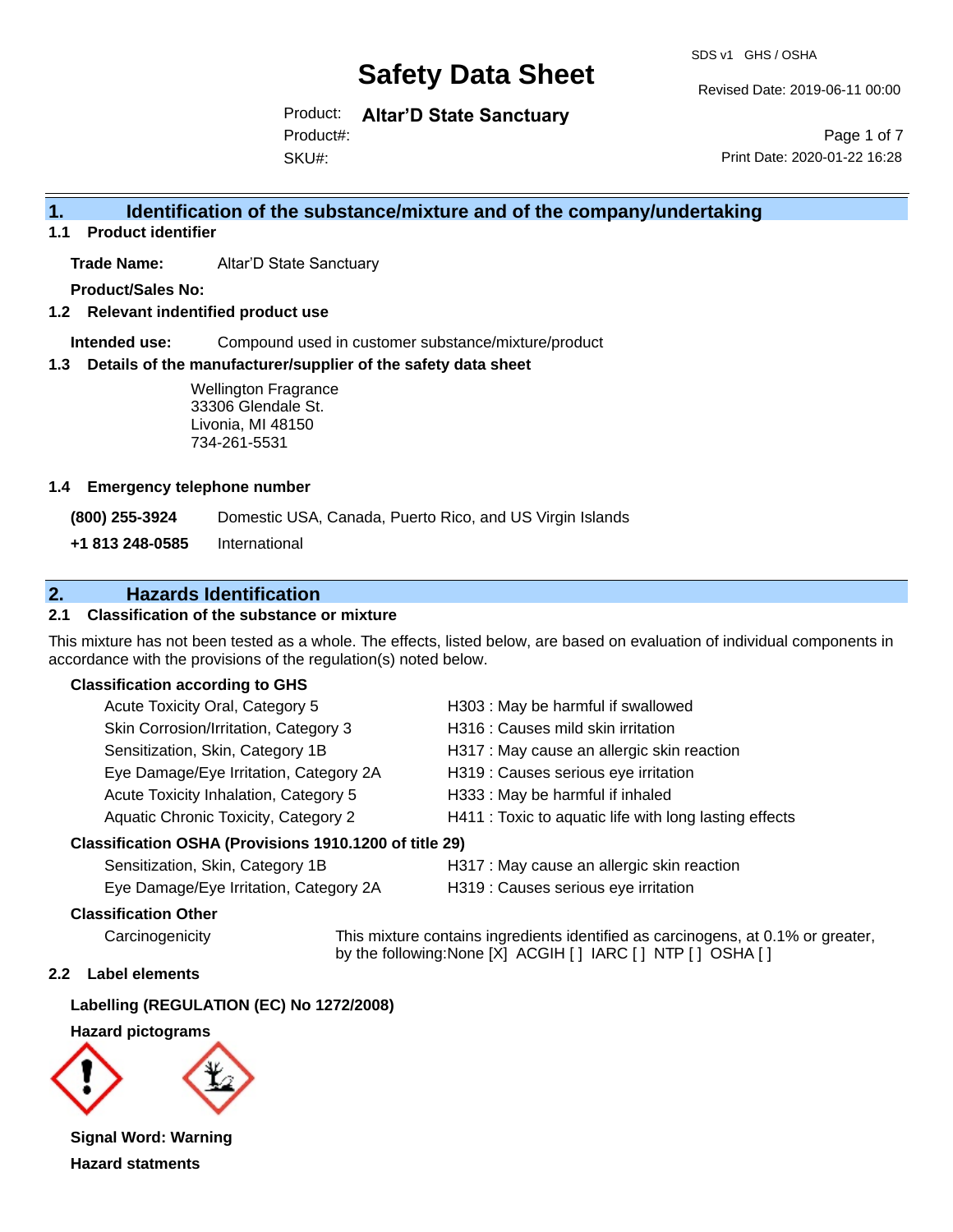# Safety Data Sheet

SDS v1 GHS / OSHA

Revised Date: 2019-06-11 00:00

Product: **Altar'D State Sanctuary**

Product#:

SKU#:

Print Date: 2020-01-22 16:28

## 1. Identification of the substance/mixture and of the company/undertaking

### 1.1 Product identifier

**Trade Name:** Altar'D State Sanctuary

**Product/Sales No:**

### 1.2 Relevant indentified product use

**Intended use:** Compound used in customer substance/mixture/product

### 1.3 Details of the manufacturer/supplier of the safety data sheet

Wellington Fragrance
33306 Glendale St.
Livonia, MI 48150
734-261-5531

### 1.4 Emergency telephone number

**(800) 255-3924** Domestic USA, Canada, Puerto Rico, and US Virgin Islands

**+1 813 248-0585** International

## 2. Hazards Identification

### 2.1 Classification of the substance or mixture

This mixture has not been tested as a whole. The effects, listed below, are based on evaluation of individual components in accordance with the provisions of the regulation(s) noted below.

**Classification according to GHS**

| | |
|---|---|
| Acute Toxicity Oral, Category 5 | H303 : May be harmful if swallowed |
| Skin Corrosion/Irritation, Category 3 | H316 : Causes mild skin irritation |
| Sensitization, Skin, Category 1B | H317 : May cause an allergic skin reaction |
| Eye Damage/Eye Irritation, Category 2A | H319 : Causes serious eye irritation |
| Acute Toxicity Inhalation, Category 5 | H333 : May be harmful if inhaled |
| Aquatic Chronic Toxicity, Category 2 | H411 : Toxic to aquatic life with long lasting effects |

**Classification OSHA (Provisions 1910.1200 of title 29)**

| | |
|---|---|
| Sensitization, Skin, Category 1B | H317 : May cause an allergic skin reaction |
| Eye Damage/Eye Irritation, Category 2A | H319 : Causes serious eye irritation |

**Classification Other**

Carcinogenicity: This mixture contains ingredients identified as carcinogens, at 0.1% or greater, by the following:None [X] ACGIH [ ] IARC [ ] NTP [ ] OSHA [ ]

### 2.2 Label elements

**Labelling (REGULATION (EC) No 1272/2008)**

**Hazard pictograms**

**Signal Word: Warning**

**Hazard statments**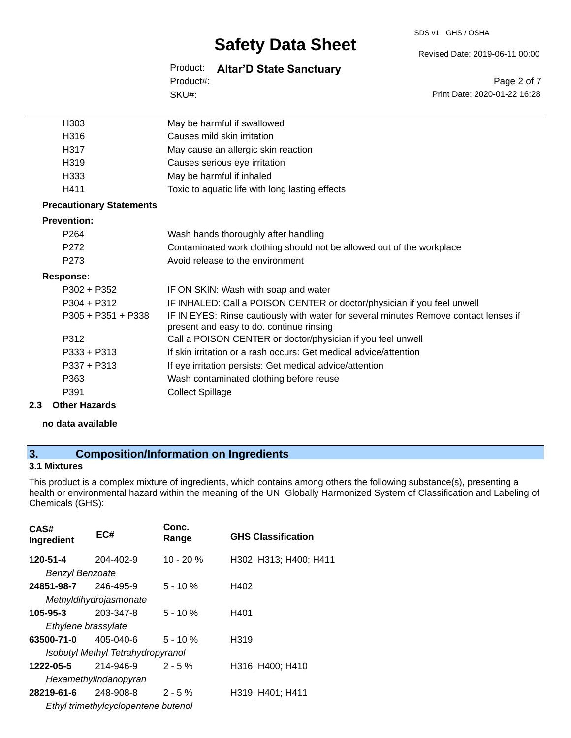| | |
|---|---|
| H303 | May be harmful if swallowed |
| H316 | Causes mild skin irritation |
| H317 | May cause an allergic skin reaction |
| H319 | Causes serious eye irritation |
| H333 | May be harmful if inhaled |
| H411 | Toxic to aquatic life with long lasting effects |

**Precautionary Statements**

**Prevention:**

| | |
|---|---|
| P264 | Wash hands thoroughly after handling |
| P272 | Contaminated work clothing should not be allowed out of the workplace |
| P273 | Avoid release to the environment |

**Response:**

| | |
|---|---|
| P302 + P352 | IF ON SKIN: Wash with soap and water |
| P304 + P312 | IF INHALED: Call a POISON CENTER or doctor/physician if you feel unwell |
| P305 + P351 + P338 | IF IN EYES: Rinse cautiously with water for several minutes Remove contact lenses if present and easy to do. continue rinsing |
| P312 | Call a POISON CENTER or doctor/physician if you feel unwell |
| P333 + P313 | If skin irritation or a rash occurs: Get medical advice/attention |
| P337 + P313 | If eye irritation persists: Get medical advice/attention |
| P363 | Wash contaminated clothing before reuse |
| P391 | Collect Spillage |

**2.3 Other Hazards**

**no data available**

## 3. Composition/Information on Ingredients

### 3.1 Mixtures

This product is a complex mixture of ingredients, which contains among others the following substance(s), presenting a health or environmental hazard within the meaning of the UN Globally Harmonized System of Classification and Labeling of Chemicals (GHS):

| CAS# Ingredient | EC# | Conc. Range | GHS Classification |
|---|---|---|---|
| **120-51-4** | 204-402-9 | 10 - 20 % | H302; H313; H400; H411 |
| *Benzyl Benzoate* | | | |
| **24851-98-7** | 246-495-9 | 5 - 10 % | H402 |
| *Methyldihydrojasmonate* | | | |
| **105-95-3** | 203-347-8 | 5 - 10 % | H401 |
| *Ethylene brassylate* | | | |
| **63500-71-0** | 405-040-6 | 5 - 10 % | H319 |
| *Isobutyl Methyl Tetrahydropyranol* | | | |
| **1222-05-5** | 214-946-9 | 2 - 5 % | H316; H400; H410 |
| *Hexamethylindanopyran* | | | |
| **28219-61-6** | 248-908-8 | 2 - 5 % | H319; H401; H411 |
| *Ethyl trimethylcyclopentene butenol* | | | |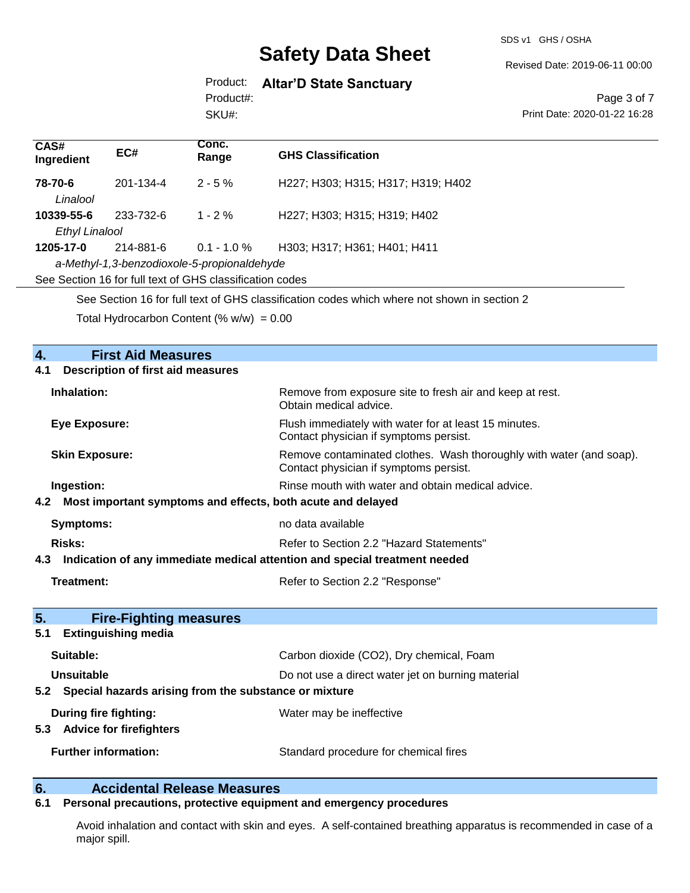| CAS# Ingredient | EC# | Conc. Range | GHS Classification |
|---|---|---|---|
| **78-70-6** *Linalool* | 201-134-4 | 2 - 5 % | H227; H303; H315; H317; H319; H402 |
| **10339-55-6** *Ethyl Linalool* | 233-732-6 | 1 - 2 % | H227; H303; H315; H319; H402 |
| **1205-17-0** *a-Methyl-1,3-benzodioxole-5-propionaldehyde* | 214-881-6 | 0.1 - 1.0 % | H303; H317; H361; H401; H411 |

See Section 16 for full text of GHS classification codes

See Section 16 for full text of GHS classification codes which where not shown in section 2

Total Hydrocarbon Content (% w/w) = 0.00

## 4. First Aid Measures

### 4.1 Description of first aid measures

**Inhalation:** Remove from exposure site to fresh air and keep at rest. Obtain medical advice.

**Eye Exposure:** Flush immediately with water for at least 15 minutes. Contact physician if symptoms persist.

**Skin Exposure:** Remove contaminated clothes. Wash thoroughly with water (and soap). Contact physician if symptoms persist.

**Ingestion:** Rinse mouth with water and obtain medical advice.

### 4.2 Most important symptoms and effects, both acute and delayed

**Symptoms:** no data available

**Risks:** Refer to Section 2.2 "Hazard Statements"

### 4.3 Indication of any immediate medical attention and special treatment needed

**Treatment:** Refer to Section 2.2 "Response"

## 5. Fire-Fighting measures

### 5.1 Extinguishing media

**Suitable:** Carbon dioxide ($CO_2$), Dry chemical, Foam

**Unsuitable** Do not use a direct water jet on burning material

### 5.2 Special hazards arising from the substance or mixture

**During fire fighting:** Water may be ineffective

### 5.3 Advice for firefighters

**Further information:** Standard procedure for chemical fires

## 6. Accidental Release Measures

### 6.1 Personal precautions, protective equipment and emergency procedures

Avoid inhalation and contact with skin and eyes. A self-contained breathing apparatus is recommended in case of a major spill.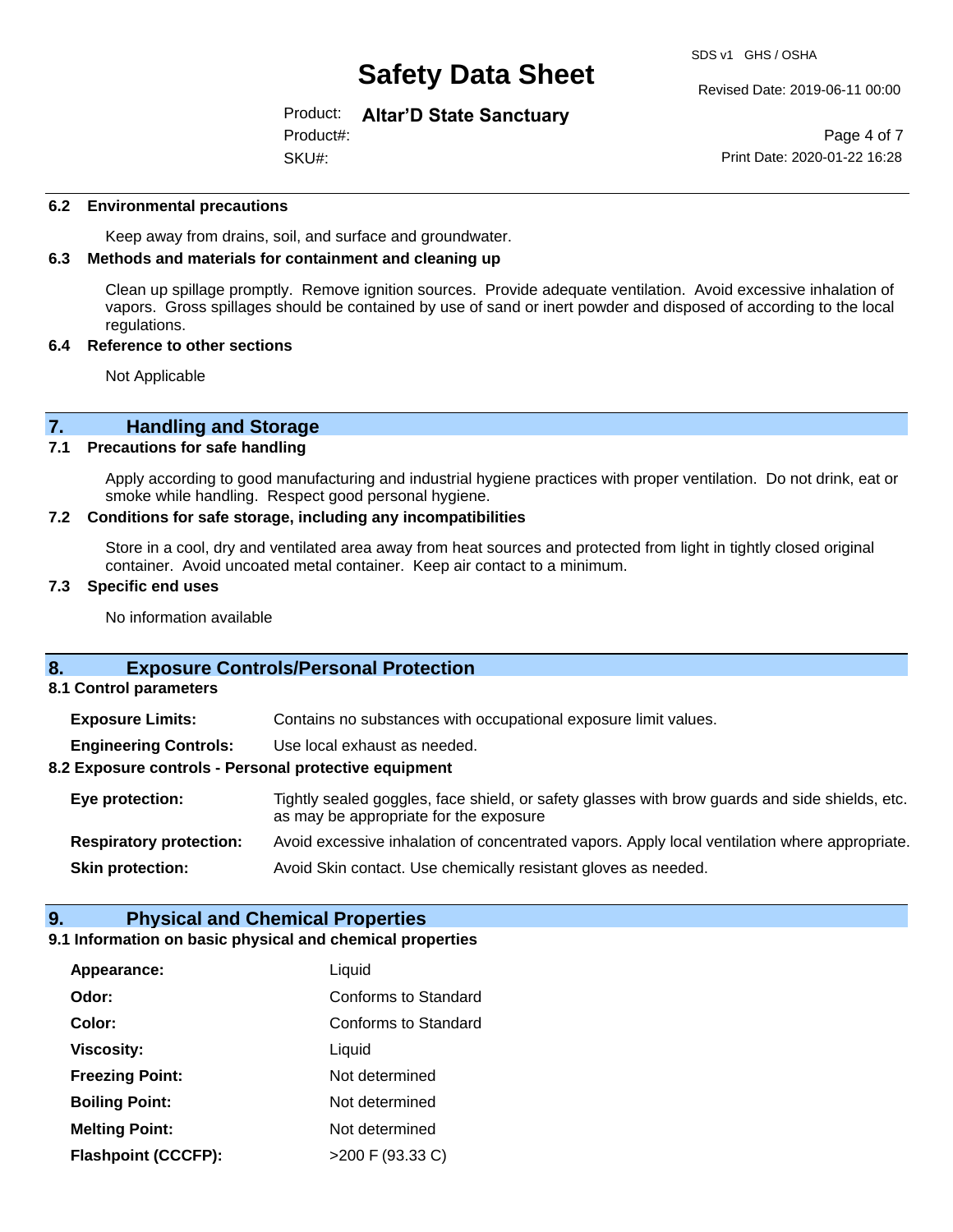### 6.2 Environmental precautions

Keep away from drains, soil, and surface and groundwater.

### 6.3 Methods and materials for containment and cleaning up

Clean up spillage promptly. Remove ignition sources. Provide adequate ventilation. Avoid excessive inhalation of vapors. Gross spillages should be contained by use of sand or inert powder and disposed of according to the local regulations.

### 6.4 Reference to other sections

Not Applicable

## 7. Handling and Storage

### 7.1 Precautions for safe handling

Apply according to good manufacturing and industrial hygiene practices with proper ventilation. Do not drink, eat or smoke while handling. Respect good personal hygiene.

### 7.2 Conditions for safe storage, including any incompatibilities

Store in a cool, dry and ventilated area away from heat sources and protected from light in tightly closed original container. Avoid uncoated metal container. Keep air contact to a minimum.

### 7.3 Specific end uses

No information available

## 8. Exposure Controls/Personal Protection

### 8.1 Control parameters

**Exposure Limits:** Contains no substances with occupational exposure limit values.

**Engineering Controls:** Use local exhaust as needed.

### 8.2 Exposure controls - Personal protective equipment

**Eye protection:** Tightly sealed goggles, face shield, or safety glasses with brow guards and side shields, etc. as may be appropriate for the exposure

**Respiratory protection:** Avoid excessive inhalation of concentrated vapors. Apply local ventilation where appropriate.

**Skin protection:** Avoid Skin contact. Use chemically resistant gloves as needed.

## 9. Physical and Chemical Properties

### 9.1 Information on basic physical and chemical properties

| | |
|---|---|
| **Appearance:** | Liquid |
| **Odor:** | Conforms to Standard |
| **Color:** | Conforms to Standard |
| **Viscosity:** | Liquid |
| **Freezing Point:** | Not determined |
| **Boiling Point:** | Not determined |
| **Melting Point:** | Not determined |
| **Flashpoint (CCCFP):** | >200 F (93.33 C) |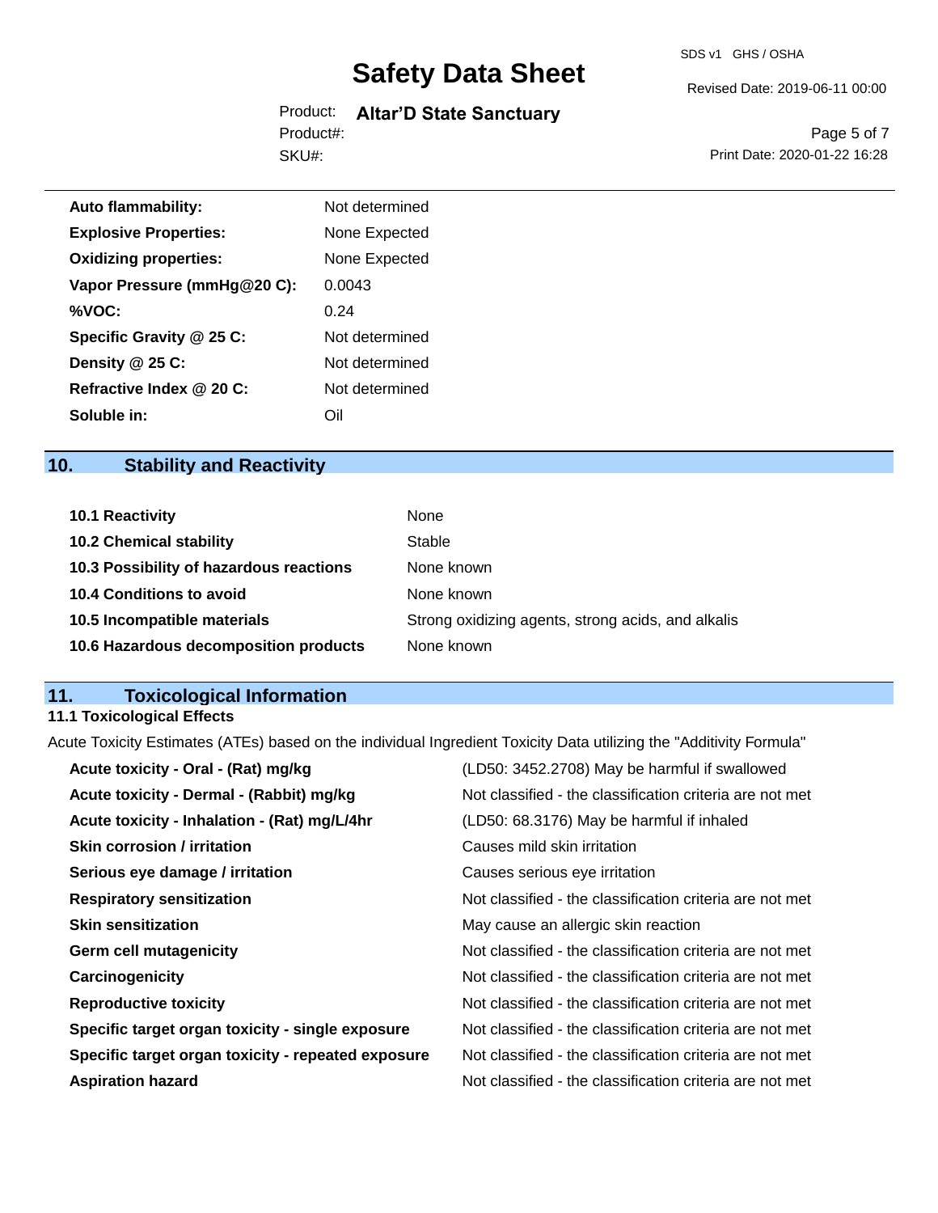| | |
|---|---|
| **Auto flammability:** | Not determined |
| **Explosive Properties:** | None Expected |
| **Oxidizing properties:** | None Expected |
| **Vapor Pressure (mmHg@20 C):** | 0.0043 |
| **%VOC:** | 0.24 |
| **Specific Gravity @ 25 C:** | Not determined |
| **Density @ 25 C:** | Not determined |
| **Refractive Index @ 20 C:** | Not determined |
| **Soluble in:** | Oil |

## 10. Stability and Reactivity

| | |
|---|---|
| **10.1 Reactivity** | None |
| **10.2 Chemical stability** | Stable |
| **10.3 Possibility of hazardous reactions** | None known |
| **10.4 Conditions to avoid** | None known |
| **10.5 Incompatible materials** | Strong oxidizing agents, strong acids, and alkalis |
| **10.6 Hazardous decomposition products** | None known |

## 11. Toxicological Information

### 11.1 Toxicological Effects

Acute Toxicity Estimates (ATEs) based on the individual Ingredient Toxicity Data utilizing the "Additivity Formula"

| | |
|---|---|
| **Acute toxicity - Oral - (Rat) mg/kg** | (LD50: 3452.2708) May be harmful if swallowed |
| **Acute toxicity - Dermal - (Rabbit) mg/kg** | Not classified - the classification criteria are not met |
| **Acute toxicity - Inhalation - (Rat) mg/L/4hr** | (LD50: 68.3176) May be harmful if inhaled |
| **Skin corrosion / irritation** | Causes mild skin irritation |
| **Serious eye damage / irritation** | Causes serious eye irritation |
| **Respiratory sensitization** | Not classified - the classification criteria are not met |
| **Skin sensitization** | May cause an allergic skin reaction |
| **Germ cell mutagenicity** | Not classified - the classification criteria are not met |
| **Carcinogenicity** | Not classified - the classification criteria are not met |
| **Reproductive toxicity** | Not classified - the classification criteria are not met |
| **Specific target organ toxicity - single exposure** | Not classified - the classification criteria are not met |
| **Specific target organ toxicity - repeated exposure** | Not classified - the classification criteria are not met |
| **Aspiration hazard** | Not classified - the classification criteria are not met |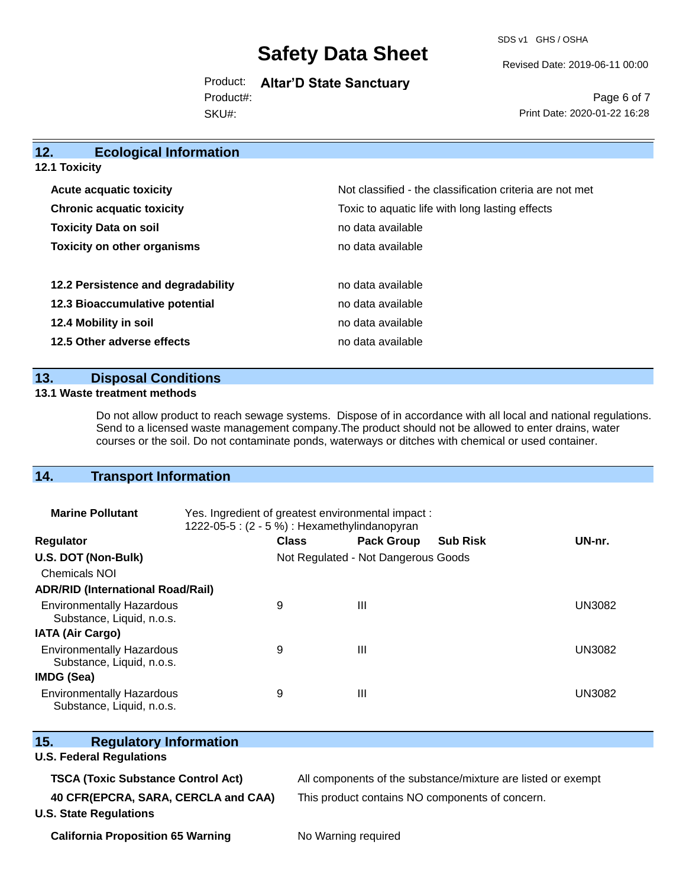## 12. Ecological Information

### 12.1 Toxicity

| | |
|---|---|
| **Acute acquatic toxicity** | Not classified - the classification criteria are not met |
| **Chronic acquatic toxicity** | Toxic to aquatic life with long lasting effects |
| **Toxicity Data on soil** | no data available |
| **Toxicity on other organisms** | no data available |

| | |
|---|---|
| **12.2 Persistence and degradability** | no data available |
| **12.3 Bioaccumulative potential** | no data available |
| **12.4 Mobility in soil** | no data available |
| **12.5 Other adverse effects** | no data available |

## 13. Disposal Conditions

### 13.1 Waste treatment methods

Do not allow product to reach sewage systems. Dispose of in accordance with all local and national regulations. Send to a licensed waste management company.The product should not be allowed to enter drains, water courses or the soil. Do not contaminate ponds, waterways or ditches with chemical or used container.

## 14. Transport Information

**Marine Pollutant** Yes. Ingredient of greatest environmental impact : 1222-05-5 : (2 - 5 %) : Hexamethylindanopyran

| Regulator | Class | Pack Group | Sub Risk | UN-nr. |
|---|---|---|---|---|
| **U.S. DOT (Non-Bulk)** | Not Regulated - Not Dangerous Goods | | | |
| Chemicals NOI | | | | |
| **ADR/RID (International Road/Rail)** | | | | |
| Environmentally Hazardous Substance, Liquid, n.o.s. | 9 | III | | UN3082 |
| **IATA (Air Cargo)** | | | | |
| Environmentally Hazardous Substance, Liquid, n.o.s. | 9 | III | | UN3082 |
| **IMDG (Sea)** | | | | |
| Environmentally Hazardous Substance, Liquid, n.o.s. | 9 | III | | UN3082 |

## 15. Regulatory Information

### U.S. Federal Regulations

| | |
|---|---|
| **TSCA (Toxic Substance Control Act)** | All components of the substance/mixture are listed or exempt |
| **40 CFR(EPCRA, SARA, CERCLA and CAA)** | This product contains NO components of concern. |

### U.S. State Regulations

| | |
|---|---|
| **California Proposition 65 Warning** | No Warning required |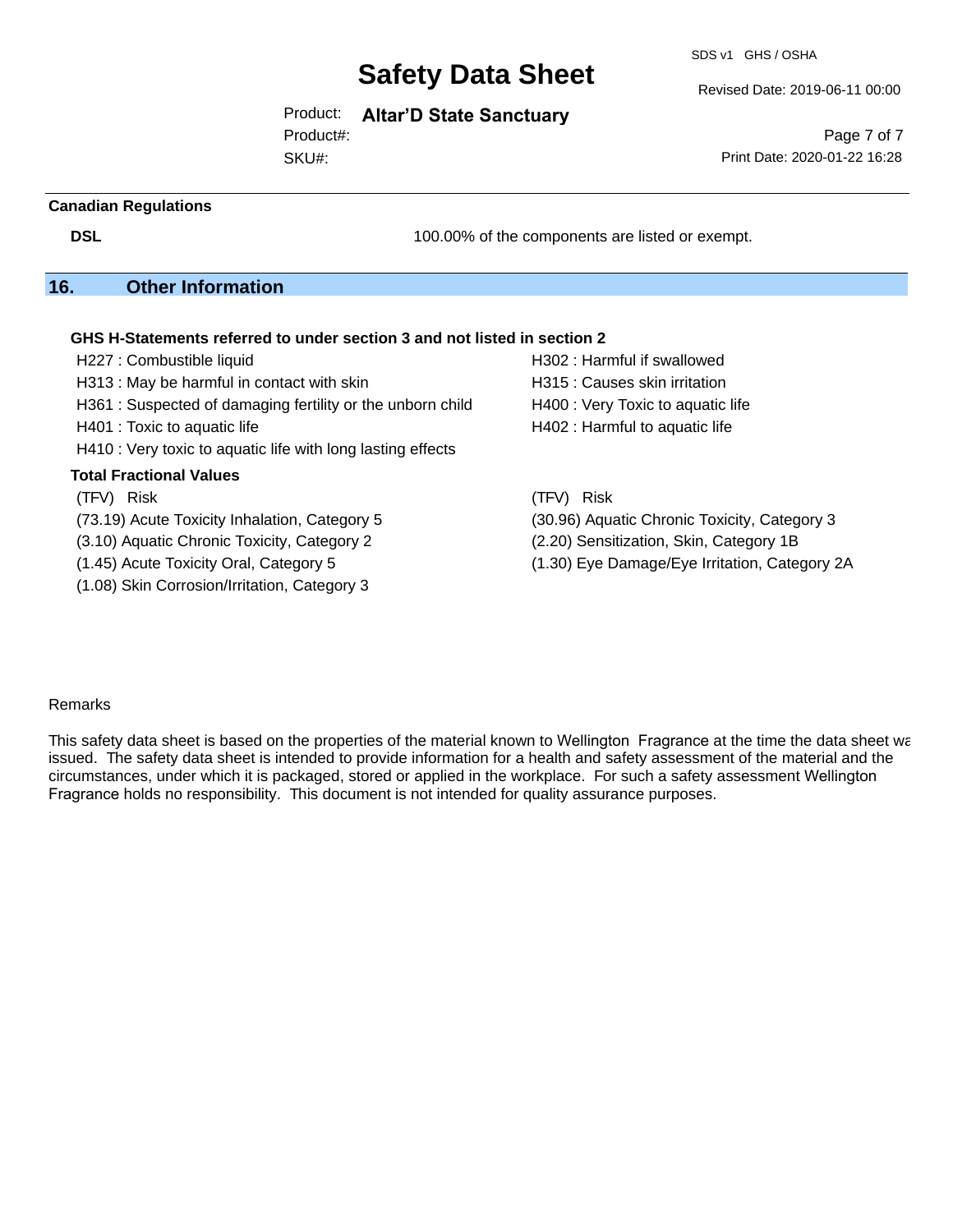**Canadian Regulations**

**DSL** 100.00% of the components are listed or exempt.

## 16. Other Information

**GHS H-Statements referred to under section 3 and not listed in section 2**

H227 : Combustible liquid
H302 : Harmful if swallowed
H313 : May be harmful in contact with skin
H315 : Causes skin irritation
H361 : Suspected of damaging fertility or the unborn child
H400 : Very Toxic to aquatic life
H401 : Toxic to aquatic life
H402 : Harmful to aquatic life
H410 : Very toxic to aquatic life with long lasting effects

**Total Fractional Values**

| (TFV) Risk | (TFV) Risk |
|---|---|
| (73.19) Acute Toxicity Inhalation, Category 5 | (30.96) Aquatic Chronic Toxicity, Category 3 |
| (3.10) Aquatic Chronic Toxicity, Category 2 | (2.20) Sensitization, Skin, Category 1B |
| (1.45) Acute Toxicity Oral, Category 5 | (1.30) Eye Damage/Eye Irritation, Category 2A |
| (1.08) Skin Corrosion/Irritation, Category 3 | |

Remarks

This safety data sheet is based on the properties of the material known to Wellington Fragrance at the time the data sheet was issued. The safety data sheet is intended to provide information for a health and safety assessment of the material and the circumstances, under which it is packaged, stored or applied in the workplace. For such a safety assessment Wellington Fragrance holds no responsibility. This document is not intended for quality assurance purposes.